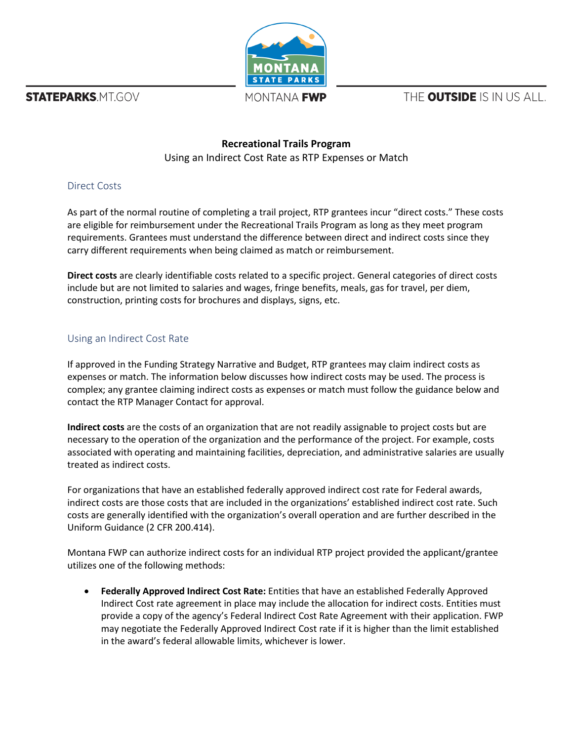# Recreational Trails Program

Using an Indirect Cost Rate as RTP Expenses or Match

## Direct Costs

As part of the normal routine of completing a trail project, RTP grantees incur “direct costs.” These costs are eligible for reimbursement under the Recreational Trails Program as long as they meet program requirements. Grantees must understand the difference between direct and indirect costs since they carry different requirements when being claimed as match or reimbursement.

**Direct costs** are clearly identifiable costs related to a specific project. General categories of direct costs include but are not limited to salaries and wages, fringe benefits, meals, gas for travel, per diem, construction, printing costs for brochures and displays, signs, etc.

## Using an Indirect Cost Rate

If approved in the Funding Strategy Narrative and Budget, RTP grantees may claim indirect costs as expenses or match. The information below discusses how indirect costs may be used. The process is complex; any grantee claiming indirect costs as expenses or match must follow the guidance below and contact the RTP Manager Contact for approval.

**Indirect costs** are the costs of an organization that are not readily assignable to project costs but are necessary to the operation of the organization and the performance of the project. For example, costs associated with operating and maintaining facilities, depreciation, and administrative salaries are usually treated as indirect costs.

For organizations that have an established federally approved indirect cost rate for Federal awards, indirect costs are those costs that are included in the organizations’ established indirect cost rate. Such costs are generally identified with the organization’s overall operation and are further described in the Uniform Guidance (2 CFR 200.414).

Montana FWP can authorize indirect costs for an individual RTP project provided the applicant/grantee utilizes one of the following methods:

- **Federally Approved Indirect Cost Rate:** Entities that have an established Federally Approved Indirect Cost rate agreement in place may include the allocation for indirect costs. Entities must provide a copy of the agency’s Federal Indirect Cost Rate Agreement with their application. FWP may negotiate the Federally Approved Indirect Cost rate if it is higher than the limit established in the award’s federal allowable limits, whichever is lower.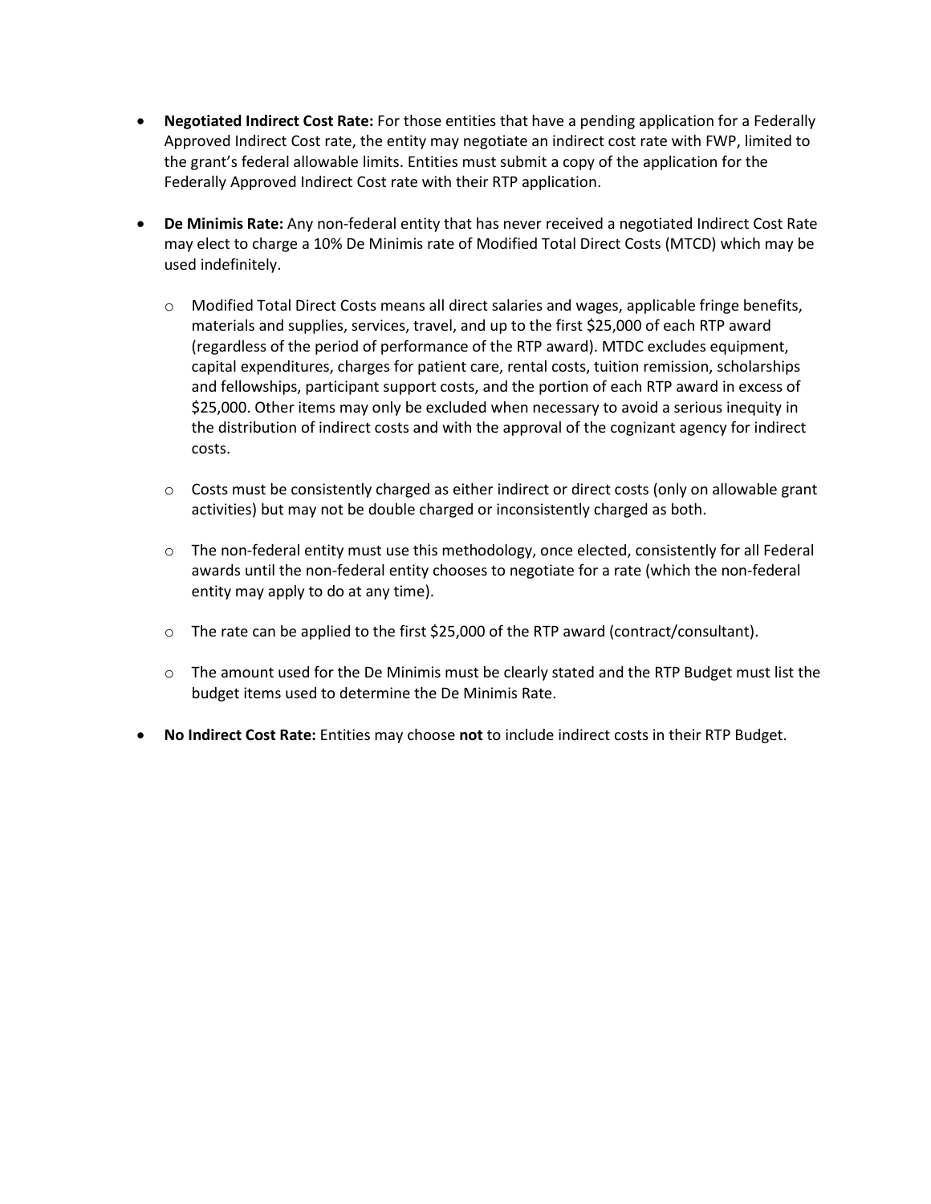- **Negotiated Indirect Cost Rate:** For those entities that have a pending application for a Federally Approved Indirect Cost rate, the entity may negotiate an indirect cost rate with FWP, limited to the grant's federal allowable limits. Entities must submit a copy of the application for the Federally Approved Indirect Cost rate with their RTP application.

- **De Minimis Rate:** Any non-federal entity that has never received a negotiated Indirect Cost Rate may elect to charge a 10% De Minimis rate of Modified Total Direct Costs (MTCD) which may be used indefinitely.

  - Modified Total Direct Costs means all direct salaries and wages, applicable fringe benefits, materials and supplies, services, travel, and up to the first $25,000 of each RTP award (regardless of the period of performance of the RTP award). MTDC excludes equipment, capital expenditures, charges for patient care, rental costs, tuition remission, scholarships and fellowships, participant support costs, and the portion of each RTP award in excess of $25,000. Other items may only be excluded when necessary to avoid a serious inequity in the distribution of indirect costs and with the approval of the cognizant agency for indirect costs.

  - Costs must be consistently charged as either indirect or direct costs (only on allowable grant activities) but may not be double charged or inconsistently charged as both.

  - The non-federal entity must use this methodology, once elected, consistently for all Federal awards until the non-federal entity chooses to negotiate for a rate (which the non-federal entity may apply to do at any time).

  - The rate can be applied to the first $25,000 of the RTP award (contract/consultant).

  - The amount used for the De Minimis must be clearly stated and the RTP Budget must list the budget items used to determine the De Minimis Rate.

- **No Indirect Cost Rate:** Entities may choose **not** to include indirect costs in their RTP Budget.